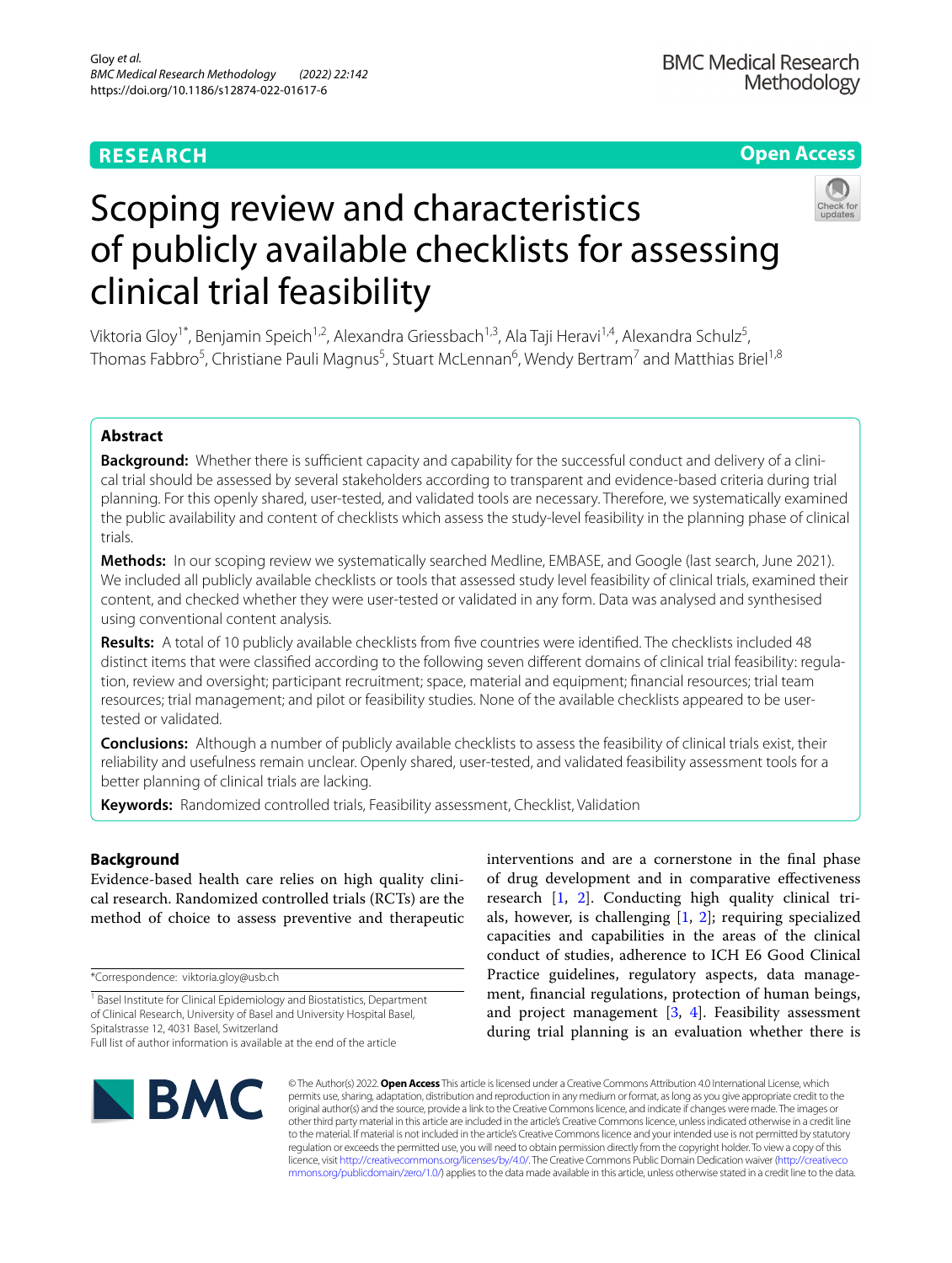RESEARCH

Open Access

# Scoping review and characteristics of publicly available checklists for assessing clinical trial feasibility

Viktoria Gloy[1*], Benjamin Speich[1,2], Alexandra Griessbach[1,3], Ala Taji Heravi[1,4], Alexandra Schulz[5], Thomas Fabbro[5], Christiane Pauli Magnus[5], Stuart McLennan[6], Wendy Bertram[7] and Matthias Briel[1,8]

## Abstract

**Background:** Whether there is sufficient capacity and capability for the successful conduct and delivery of a clinical trial should be assessed by several stakeholders according to transparent and evidence-based criteria during trial planning. For this openly shared, user-tested, and validated tools are necessary. Therefore, we systematically examined the public availability and content of checklists which assess the study-level feasibility in the planning phase of clinical trials.

**Methods:** In our scoping review we systematically searched Medline, EMBASE, and Google (last search, June 2021). We included all publicly available checklists or tools that assessed study level feasibility of clinical trials, examined their content, and checked whether they were user-tested or validated in any form. Data was analysed and synthesised using conventional content analysis.

**Results:** A total of 10 publicly available checklists from five countries were identified. The checklists included 48 distinct items that were classified according to the following seven different domains of clinical trial feasibility: regulation, review and oversight; participant recruitment; space, material and equipment; financial resources; trial team resources; trial management; and pilot or feasibility studies. None of the available checklists appeared to be user-tested or validated.

**Conclusions:** Although a number of publicly available checklists to assess the feasibility of clinical trials exist, their reliability and usefulness remain unclear. Openly shared, user-tested, and validated feasibility assessment tools for a better planning of clinical trials are lacking.

**Keywords:** Randomized controlled trials, Feasibility assessment, Checklist, Validation

## Background

Evidence-based health care relies on high quality clinical research. Randomized controlled trials (RCTs) are the method of choice to assess preventive and therapeutic interventions and are a cornerstone in the final phase of drug development and in comparative effectiveness research [1, 2]. Conducting high quality clinical trials, however, is challenging [1, 2]; requiring specialized capacities and capabilities in the areas of the clinical conduct of studies, adherence to ICH E6 Good Clinical Practice guidelines, regulatory aspects, data management, financial regulations, protection of human beings, and project management [3, 4]. Feasibility assessment during trial planning is an evaluation whether there is

*Correspondence: viktoria.gloy@usb.ch

[1] Basel Institute for Clinical Epidemiology and Biostatistics, Department of Clinical Research, University of Basel and University Hospital Basel, Spitalstrasse 12, 4031 Basel, Switzerland

Full list of author information is available at the end of the article

© The Author(s) 2022. **Open Access** This article is licensed under a Creative Commons Attribution 4.0 International License, which permits use, sharing, adaptation, distribution and reproduction in any medium or format, as long as you give appropriate credit to the original author(s) and the source, provide a link to the Creative Commons licence, and indicate if changes were made. The images or other third party material in this article are included in the article's Creative Commons licence, unless indicated otherwise in a credit line to the material. If material is not included in the article's Creative Commons licence and your intended use is not permitted by statutory regulation or exceeds the permitted use, you will need to obtain permission directly from the copyright holder. To view a copy of this licence, visit http://creativecommons.org/licenses/by/4.0/. The Creative Commons Public Domain Dedication waiver (http://creativecommons.org/publicdomain/zero/1.0/) applies to the data made available in this article, unless otherwise stated in a credit line to the data.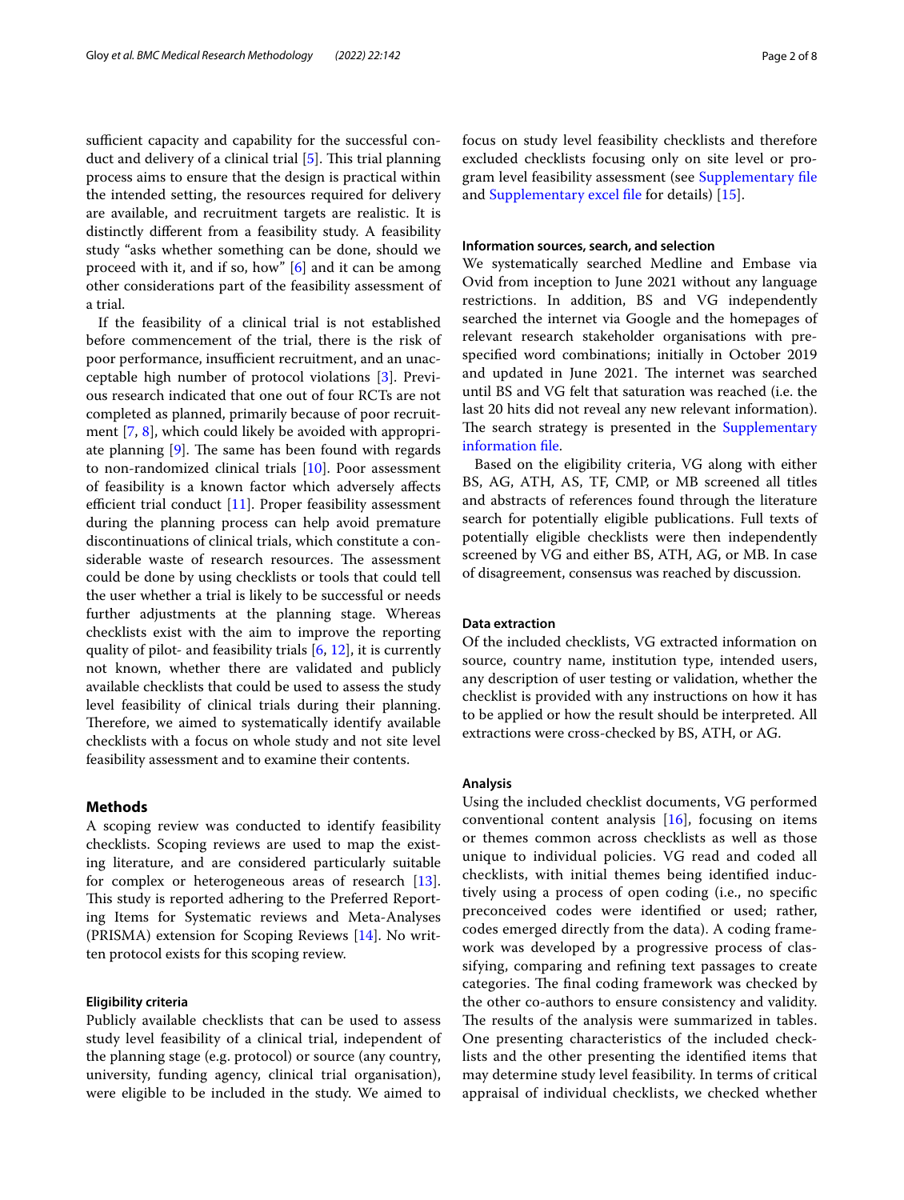sufficient capacity and capability for the successful conduct and delivery of a clinical trial [5]. This trial planning process aims to ensure that the design is practical within the intended setting, the resources required for delivery are available, and recruitment targets are realistic. It is distinctly different from a feasibility study. A feasibility study "asks whether something can be done, should we proceed with it, and if so, how" [6] and it can be among other considerations part of the feasibility assessment of a trial.

If the feasibility of a clinical trial is not established before commencement of the trial, there is the risk of poor performance, insufficient recruitment, and an unacceptable high number of protocol violations [3]. Previous research indicated that one out of four RCTs are not completed as planned, primarily because of poor recruitment [7, 8], which could likely be avoided with appropriate planning [9]. The same has been found with regards to non-randomized clinical trials [10]. Poor assessment of feasibility is a known factor which adversely affects efficient trial conduct [11]. Proper feasibility assessment during the planning process can help avoid premature discontinuations of clinical trials, which constitute a considerable waste of research resources. The assessment could be done by using checklists or tools that could tell the user whether a trial is likely to be successful or needs further adjustments at the planning stage. Whereas checklists exist with the aim to improve the reporting quality of pilot- and feasibility trials [6, 12], it is currently not known, whether there are validated and publicly available checklists that could be used to assess the study level feasibility of clinical trials during their planning. Therefore, we aimed to systematically identify available checklists with a focus on whole study and not site level feasibility assessment and to examine their contents.

## Methods

A scoping review was conducted to identify feasibility checklists. Scoping reviews are used to map the existing literature, and are considered particularly suitable for complex or heterogeneous areas of research [13]. This study is reported adhering to the Preferred Reporting Items for Systematic reviews and Meta-Analyses (PRISMA) extension for Scoping Reviews [14]. No written protocol exists for this scoping review.

### Eligibility criteria

Publicly available checklists that can be used to assess study level feasibility of a clinical trial, independent of the planning stage (e.g. protocol) or source (any country, university, funding agency, clinical trial organisation), were eligible to be included in the study. We aimed to focus on study level feasibility checklists and therefore excluded checklists focusing only on site level or program level feasibility assessment (see Supplementary file and Supplementary excel file for details) [15].

### Information sources, search, and selection

We systematically searched Medline and Embase via Ovid from inception to June 2021 without any language restrictions. In addition, BS and VG independently searched the internet via Google and the homepages of relevant research stakeholder organisations with pre-specified word combinations; initially in October 2019 and updated in June 2021. The internet was searched until BS and VG felt that saturation was reached (i.e. the last 20 hits did not reveal any new relevant information). The search strategy is presented in the Supplementary information file.

Based on the eligibility criteria, VG along with either BS, AG, ATH, AS, TF, CMP, or MB screened all titles and abstracts of references found through the literature search for potentially eligible publications. Full texts of potentially eligible checklists were then independently screened by VG and either BS, ATH, AG, or MB. In case of disagreement, consensus was reached by discussion.

### Data extraction

Of the included checklists, VG extracted information on source, country name, institution type, intended users, any description of user testing or validation, whether the checklist is provided with any instructions on how it has to be applied or how the result should be interpreted. All extractions were cross-checked by BS, ATH, or AG.

### Analysis

Using the included checklist documents, VG performed conventional content analysis [16], focusing on items or themes common across checklists as well as those unique to individual policies. VG read and coded all checklists, with initial themes being identified inductively using a process of open coding (i.e., no specific preconceived codes were identified or used; rather, codes emerged directly from the data). A coding framework was developed by a progressive process of classifying, comparing and refining text passages to create categories. The final coding framework was checked by the other co-authors to ensure consistency and validity. The results of the analysis were summarized in tables. One presenting characteristics of the included checklists and the other presenting the identified items that may determine study level feasibility. In terms of critical appraisal of individual checklists, we checked whether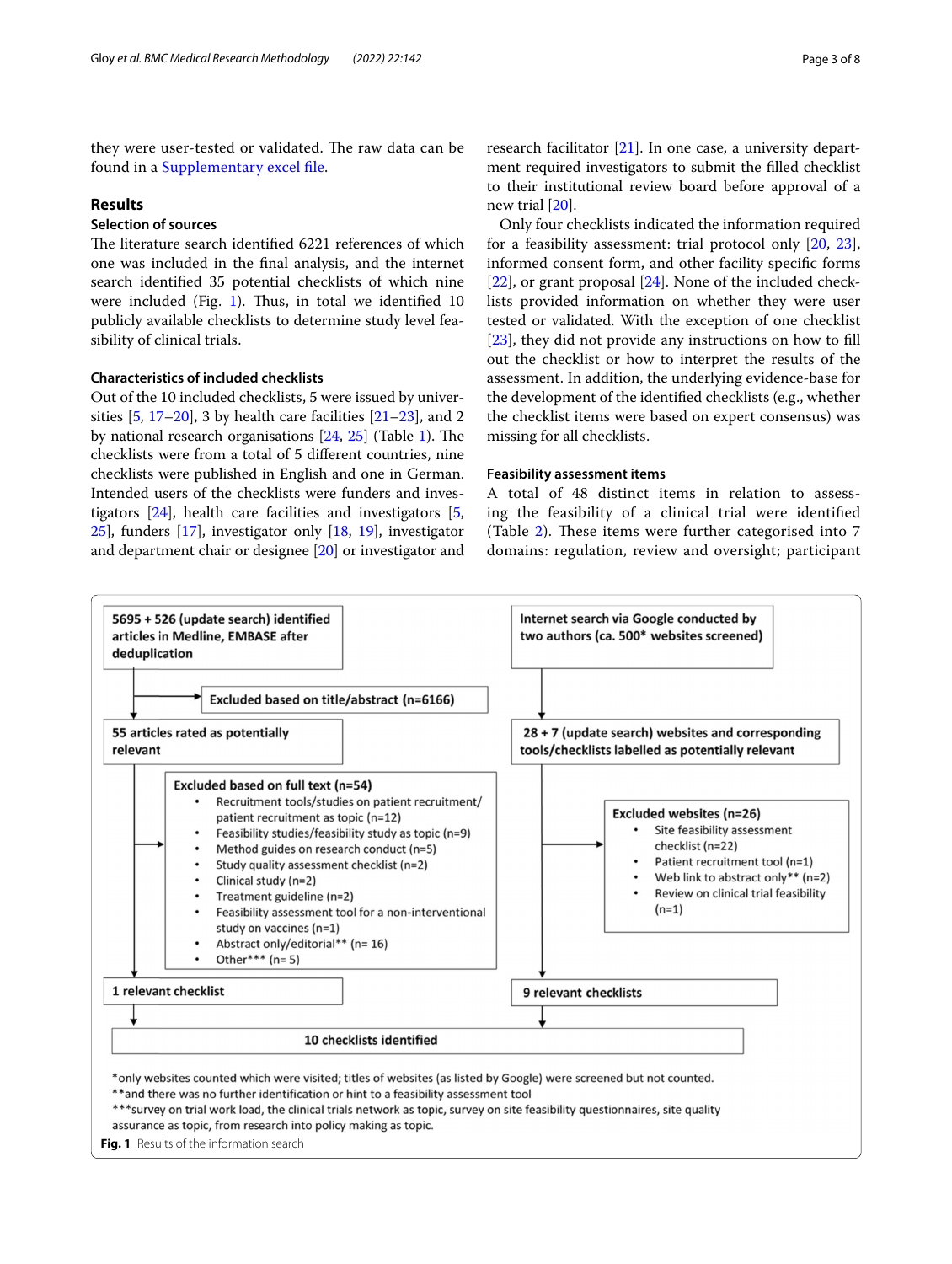they were user-tested or validated. The raw data can be found in a Supplementary excel file.

## Results

### Selection of sources

The literature search identified 6221 references of which one was included in the final analysis, and the internet search identified 35 potential checklists of which nine were included (Fig. 1). Thus, in total we identified 10 publicly available checklists to determine study level feasibility of clinical trials.

### Characteristics of included checklists

Out of the 10 included checklists, 5 were issued by universities [5, 17–20], 3 by health care facilities [21–23], and 2 by national research organisations [24, 25] (Table 1). The checklists were from a total of 5 different countries, nine checklists were published in English and one in German. Intended users of the checklists were funders and investigators [24], health care facilities and investigators [5, 25], funders [17], investigator only [18, 19], investigator and department chair or designee [20] or investigator and research facilitator [21]. In one case, a university department required investigators to submit the filled checklist to their institutional review board before approval of a new trial [20].

Only four checklists indicated the information required for a feasibility assessment: trial protocol only [20, 23], informed consent form, and other facility specific forms [22], or grant proposal [24]. None of the included checklists provided information on whether they were user tested or validated. With the exception of one checklist [23], they did not provide any instructions on how to fill out the checklist or how to interpret the results of the assessment. In addition, the underlying evidence-base for the development of the identified checklists (e.g., whether the checklist items were based on expert consensus) was missing for all checklists.

### Feasibility assessment items

A total of 48 distinct items in relation to assessing the feasibility of a clinical trial were identified (Table 2). These items were further categorised into 7 domains: regulation, review and oversight; participant

- 5695 + 526 (update search) identified articles in Medline, EMBASE after deduplication
  - Excluded based on title/abstract (n=6166)
- 55 articles rated as potentially relevant
  - Excluded based on full text (n=54)
    - Recruitment tools/studies on patient recruitment/ patient recruitment as topic (n=12)
    - Feasibility studies/feasibility study as topic (n=9)
    - Method guides on research conduct (n=5)
    - Study quality assessment checklist (n=2)
    - Clinical study (n=2)
    - Treatment guideline (n=2)
    - Feasibility assessment tool for a non-interventional study on vaccines (n=1)
    - Abstract only/editorial** (n= 16)
    - Other*** (n= 5)
- 1 relevant checklist

- Internet search via Google conducted by two authors (ca. 500* websites screened)
- 28 + 7 (update search) websites and corresponding tools/checklists labelled as potentially relevant
  - Excluded websites (n=26)
    - Site feasibility assessment checklist (n=22)
    - Patient recruitment tool (n=1)
    - Web link to abstract only** (n=2)
    - Review on clinical trial feasibility (n=1)
- 9 relevant checklists

10 checklists identified

*only websites counted which were visited; titles of websites (as listed by Google) were screened but not counted.
**and there was no further identification or hint to a feasibility assessment tool
***survey on trial work load, the clinical trials network as topic, survey on site feasibility questionnaires, site quality assurance as topic, from research into policy making as topic.

**Fig. 1** Results of the information search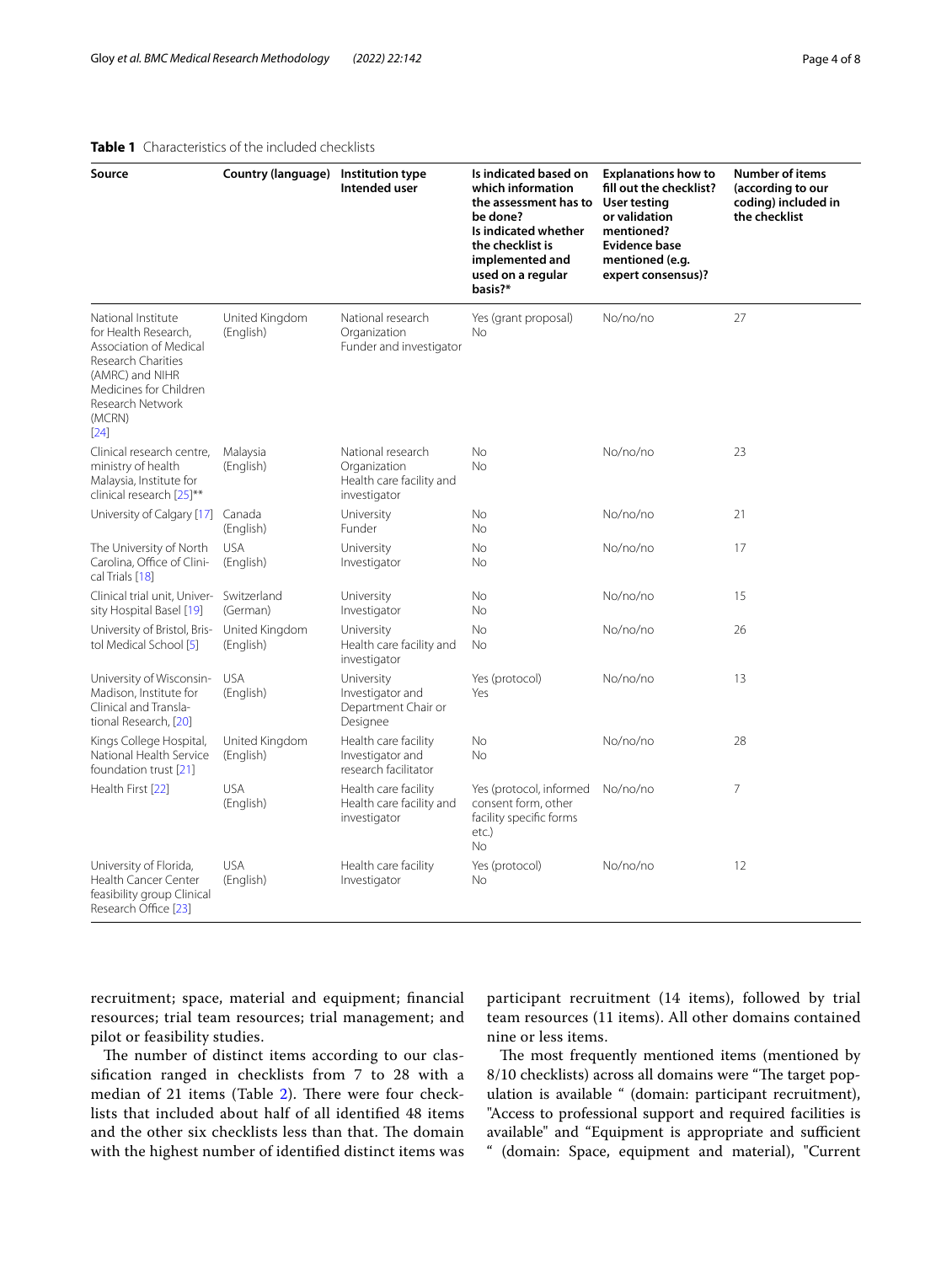**Table 1** Characteristics of the included checklists

| Source | Country (language) | Institution type<br>Intended user | Is indicated based on which information the assessment has to be done?<br>Is indicated whether the checklist is implemented and used on a regular basis?* | Explanations how to fill out the checklist?<br>User testing or validation mentioned?<br>Evidence base mentioned (e.g. expert consensus)? | Number of items (according to our coding) included in the checklist |
|---|---|---|---|---|---|
| National Institute for Health Research, Association of Medical Research Charities (AMRC) and NIHR Medicines for Children Research Network (MCRN) [24] | United Kingdom (English) | National research Organization<br>Funder and investigator | Yes (grant proposal)<br>No | No/no/no | 27 |
| Clinical research centre, ministry of health Malaysia, Institute for clinical research [25]** | Malaysia (English) | National research Organization<br>Health care facility and investigator | No<br>No | No/no/no | 23 |
| University of Calgary [17] | Canada (English) | University<br>Funder | No<br>No | No/no/no | 21 |
| The University of North Carolina, Office of Clinical Trials [18] | USA (English) | University<br>Investigator | No<br>No | No/no/no | 17 |
| Clinical trial unit, University Hospital Basel [19] | Switzerland (German) | University<br>Investigator | No<br>No | No/no/no | 15 |
| University of Bristol, Bristol Medical School [5] | United Kingdom (English) | University<br>Health care facility and investigator | No<br>No | No/no/no | 26 |
| University of Wisconsin-Madison, Institute for Clinical and Translational Research, [20] | USA (English) | University<br>Investigator and Department Chair or Designee | Yes (protocol)<br>Yes | No/no/no | 13 |
| Kings College Hospital, National Health Service foundation trust [21] | United Kingdom (English) | Health care facility<br>Investigator and research facilitator | No<br>No | No/no/no | 28 |
| Health First [22] | USA (English) | Health care facility<br>Health care facility and investigator | Yes (protocol, informed consent form, other facility specific forms etc.)<br>No | No/no/no | 7 |
| University of Florida, Health Cancer Center feasibility group Clinical Research Office [23] | USA (English) | Health care facility<br>Investigator | Yes (protocol)<br>No | No/no/no | 12 |

recruitment; space, material and equipment; financial resources; trial team resources; trial management; and pilot or feasibility studies.

The number of distinct items according to our classification ranged in checklists from 7 to 28 with a median of 21 items (Table 2). There were four checklists that included about half of all identified 48 items and the other six checklists less than that. The domain with the highest number of identified distinct items was participant recruitment (14 items), followed by trial team resources (11 items). All other domains contained nine or less items.

The most frequently mentioned items (mentioned by 8/10 checklists) across all domains were "The target population is available " (domain: participant recruitment), "Access to professional support and required facilities is available" and "Equipment is appropriate and sufficient " (domain: Space, equipment and material), "Current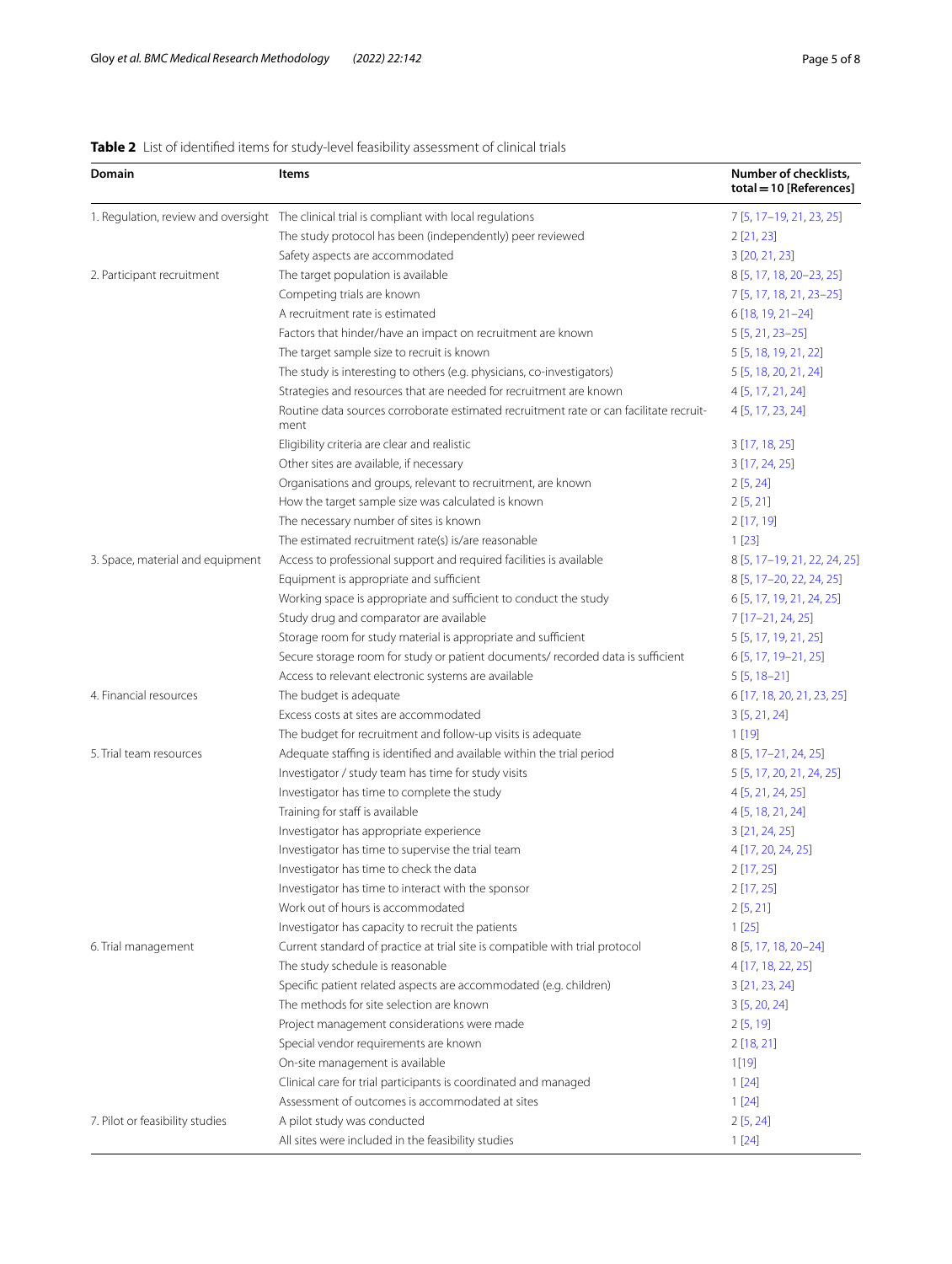**Table 2** List of identified items for study-level feasibility assessment of clinical trials

| Domain | Items | Number of checklists, total = 10 [References] |
|---|---|---|
| 1. Regulation, review and oversight | The clinical trial is compliant with local regulations | 7 [5, 17–19, 21, 23, 25] |
| | The study protocol has been (independently) peer reviewed | 2 [21, 23] |
| | Safety aspects are accommodated | 3 [20, 21, 23] |
| 2. Participant recruitment | The target population is available | 8 [5, 17, 18, 20–23, 25] |
| | Competing trials are known | 7 [5, 17, 18, 21, 23–25] |
| | A recruitment rate is estimated | 6 [18, 19, 21–24] |
| | Factors that hinder/have an impact on recruitment are known | 5 [5, 21, 23–25] |
| | The target sample size to recruit is known | 5 [5, 18, 19, 21, 22] |
| | The study is interesting to others (e.g. physicians, co-investigators) | 5 [5, 18, 20, 21, 24] |
| | Strategies and resources that are needed for recruitment are known | 4 [5, 17, 21, 24] |
| | Routine data sources corroborate estimated recruitment rate or can facilitate recruitment | 4 [5, 17, 23, 24] |
| | Eligibility criteria are clear and realistic | 3 [17, 18, 25] |
| | Other sites are available, if necessary | 3 [17, 24, 25] |
| | Organisations and groups, relevant to recruitment, are known | 2 [5, 24] |
| | How the target sample size was calculated is known | 2 [5, 21] |
| | The necessary number of sites is known | 2 [17, 19] |
| | The estimated recruitment rate(s) is/are reasonable | 1 [23] |
| 3. Space, material and equipment | Access to professional support and required facilities is available | 8 [5, 17–19, 21, 22, 24, 25] |
| | Equipment is appropriate and sufficient | 8 [5, 17–20, 22, 24, 25] |
| | Working space is appropriate and sufficient to conduct the study | 6 [5, 17, 19, 21, 24, 25] |
| | Study drug and comparator are available | 7 [17–21, 24, 25] |
| | Storage room for study material is appropriate and sufficient | 5 [5, 17, 19, 21, 25] |
| | Secure storage room for study or patient documents/ recorded data is sufficient | 6 [5, 17, 19–21, 25] |
| | Access to relevant electronic systems are available | 5 [5, 18–21] |
| 4. Financial resources | The budget is adequate | 6 [17, 18, 20, 21, 23, 25] |
| | Excess costs at sites are accommodated | 3 [5, 21, 24] |
| | The budget for recruitment and follow-up visits is adequate | 1 [19] |
| 5. Trial team resources | Adequate staffing is identified and available within the trial period | 8 [5, 17–21, 24, 25] |
| | Investigator / study team has time for study visits | 5 [5, 17, 20, 21, 24, 25] |
| | Investigator has time to complete the study | 4 [5, 21, 24, 25] |
| | Training for staff is available | 4 [5, 18, 21, 24] |
| | Investigator has appropriate experience | 3 [21, 24, 25] |
| | Investigator has time to supervise the trial team | 4 [17, 20, 24, 25] |
| | Investigator has time to check the data | 2 [17, 25] |
| | Investigator has time to interact with the sponsor | 2 [17, 25] |
| | Work out of hours is accommodated | 2 [5, 21] |
| | Investigator has capacity to recruit the patients | 1 [25] |
| 6. Trial management | Current standard of practice at trial site is compatible with trial protocol | 8 [5, 17, 18, 20–24] |
| | The study schedule is reasonable | 4 [17, 18, 22, 25] |
| | Specific patient related aspects are accommodated (e.g. children) | 3 [21, 23, 24] |
| | The methods for site selection are known | 3 [5, 20, 24] |
| | Project management considerations were made | 2 [5, 19] |
| | Special vendor requirements are known | 2 [18, 21] |
| | On-site management is available | 1[19] |
| | Clinical care for trial participants is coordinated and managed | 1 [24] |
| | Assessment of outcomes is accommodated at sites | 1 [24] |
| 7. Pilot or feasibility studies | A pilot study was conducted | 2 [5, 24] |
| | All sites were included in the feasibility studies | 1 [24] |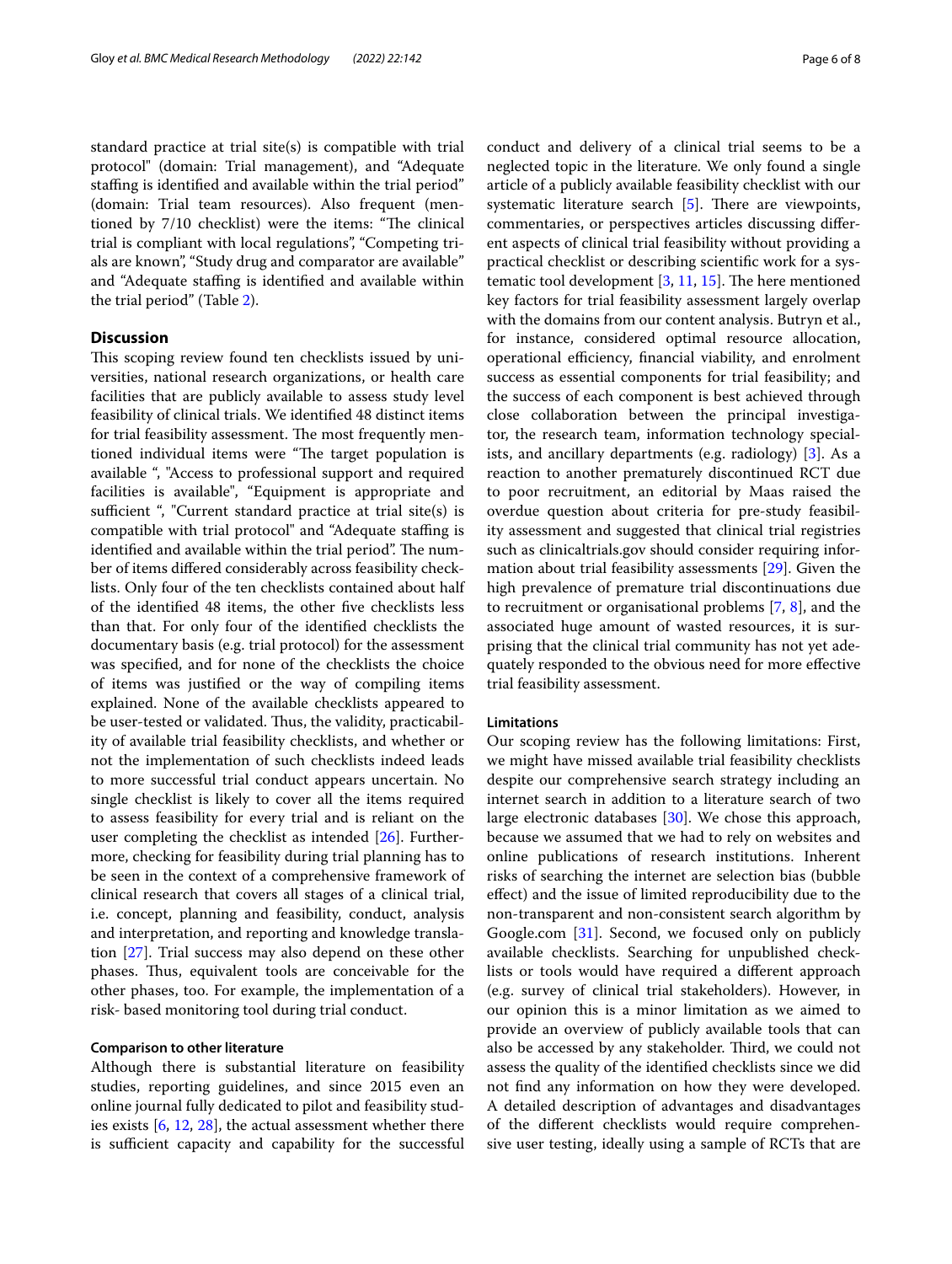standard practice at trial site(s) is compatible with trial protocol" (domain: Trial management), and "Adequate staffing is identified and available within the trial period" (domain: Trial team resources). Also frequent (mentioned by 7/10 checklist) were the items: "The clinical trial is compliant with local regulations", "Competing trials are known", "Study drug and comparator are available" and "Adequate staffing is identified and available within the trial period" (Table 2).

## Discussion

This scoping review found ten checklists issued by universities, national research organizations, or health care facilities that are publicly available to assess study level feasibility of clinical trials. We identified 48 distinct items for trial feasibility assessment. The most frequently mentioned individual items were "The target population is available ", "Access to professional support and required facilities is available", "Equipment is appropriate and sufficient ", "Current standard practice at trial site(s) is compatible with trial protocol" and "Adequate staffing is identified and available within the trial period". The number of items differed considerably across feasibility checklists. Only four of the ten checklists contained about half of the identified 48 items, the other five checklists less than that. For only four of the identified checklists the documentary basis (e.g. trial protocol) for the assessment was specified, and for none of the checklists the choice of items was justified or the way of compiling items explained. None of the available checklists appeared to be user-tested or validated. Thus, the validity, practicability of available trial feasibility checklists, and whether or not the implementation of such checklists indeed leads to more successful trial conduct appears uncertain. No single checklist is likely to cover all the items required to assess feasibility for every trial and is reliant on the user completing the checklist as intended [26]. Furthermore, checking for feasibility during trial planning has to be seen in the context of a comprehensive framework of clinical research that covers all stages of a clinical trial, i.e. concept, planning and feasibility, conduct, analysis and interpretation, and reporting and knowledge translation [27]. Trial success may also depend on these other phases. Thus, equivalent tools are conceivable for the other phases, too. For example, the implementation of a risk- based monitoring tool during trial conduct.

### Comparison to other literature

Although there is substantial literature on feasibility studies, reporting guidelines, and since 2015 even an online journal fully dedicated to pilot and feasibility studies exists [6, 12, 28], the actual assessment whether there is sufficient capacity and capability for the successful conduct and delivery of a clinical trial seems to be a neglected topic in the literature. We only found a single article of a publicly available feasibility checklist with our systematic literature search [5]. There are viewpoints, commentaries, or perspectives articles discussing different aspects of clinical trial feasibility without providing a practical checklist or describing scientific work for a systematic tool development [3, 11, 15]. The here mentioned key factors for trial feasibility assessment largely overlap with the domains from our content analysis. Butryn et al., for instance, considered optimal resource allocation, operational efficiency, financial viability, and enrolment success as essential components for trial feasibility; and the success of each component is best achieved through close collaboration between the principal investigator, the research team, information technology specialists, and ancillary departments (e.g. radiology) [3]. As a reaction to another prematurely discontinued RCT due to poor recruitment, an editorial by Maas raised the overdue question about criteria for pre-study feasibility assessment and suggested that clinical trial registries such as clinicaltrials.gov should consider requiring information about trial feasibility assessments [29]. Given the high prevalence of premature trial discontinuations due to recruitment or organisational problems [7, 8], and the associated huge amount of wasted resources, it is surprising that the clinical trial community has not yet adequately responded to the obvious need for more effective trial feasibility assessment.

### Limitations

Our scoping review has the following limitations: First, we might have missed available trial feasibility checklists despite our comprehensive search strategy including an internet search in addition to a literature search of two large electronic databases [30]. We chose this approach, because we assumed that we had to rely on websites and online publications of research institutions. Inherent risks of searching the internet are selection bias (bubble effect) and the issue of limited reproducibility due to the non-transparent and non-consistent search algorithm by Google.com [31]. Second, we focused only on publicly available checklists. Searching for unpublished checklists or tools would have required a different approach (e.g. survey of clinical trial stakeholders). However, in our opinion this is a minor limitation as we aimed to provide an overview of publicly available tools that can also be accessed by any stakeholder. Third, we could not assess the quality of the identified checklists since we did not find any information on how they were developed. A detailed description of advantages and disadvantages of the different checklists would require comprehensive user testing, ideally using a sample of RCTs that are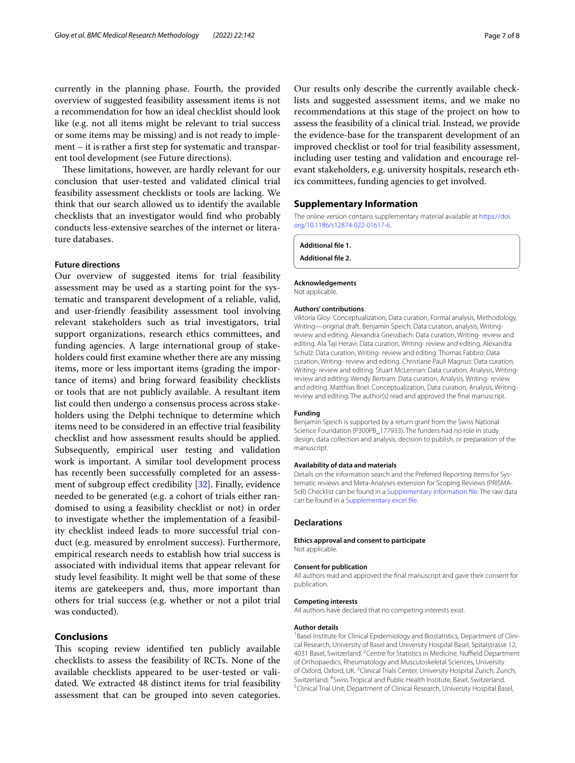currently in the planning phase. Fourth, the provided overview of suggested feasibility assessment items is not a recommendation for how an ideal checklist should look like (e.g. not all items might be relevant to trial success or some items may be missing) and is not ready to implement – it is rather a first step for systematic and transparent tool development (see Future directions).

These limitations, however, are hardly relevant for our conclusion that user-tested and validated clinical trial feasibility assessment checklists or tools are lacking. We think that our search allowed us to identify the available checklists that an investigator would find who probably conducts less-extensive searches of the internet or literature databases.

### Future directions

Our overview of suggested items for trial feasibility assessment may be used as a starting point for the systematic and transparent development of a reliable, valid, and user-friendly feasibility assessment tool involving relevant stakeholders such as trial investigators, trial support organizations, research ethics committees, and funding agencies. A large international group of stakeholders could first examine whether there are any missing items, more or less important items (grading the importance of items) and bring forward feasibility checklists or tools that are not publicly available. A resultant item list could then undergo a consensus process across stakeholders using the Delphi technique to determine which items need to be considered in an effective trial feasibility checklist and how assessment results should be applied. Subsequently, empirical user testing and validation work is important. A similar tool development process has recently been successfully completed for an assessment of subgroup effect credibility [32]. Finally, evidence needed to be generated (e.g. a cohort of trials either randomised to using a feasibility checklist or not) in order to investigate whether the implementation of a feasibility checklist indeed leads to more successful trial conduct (e.g. measured by enrolment success). Furthermore, empirical research needs to establish how trial success is associated with individual items that appear relevant for study level feasibility. It might well be that some of these items are gatekeepers and, thus, more important than others for trial success (e.g. whether or not a pilot trial was conducted).

## Conclusions

This scoping review identified ten publicly available checklists to assess the feasibility of RCTs. None of the available checklists appeared to be user-tested or validated. We extracted 48 distinct items for trial feasibility assessment that can be grouped into seven categories. Our results only describe the currently available checklists and suggested assessment items, and we make no recommendations at this stage of the project on how to assess the feasibility of a clinical trial. Instead, we provide the evidence-base for the transparent development of an improved checklist or tool for trial feasibility assessment, including user testing and validation and encourage relevant stakeholders, e.g. university hospitals, research ethics committees, funding agencies to get involved.

## Supplementary Information

The online version contains supplementary material available at https://doi.org/10.1186/s12874-022-01617-6.

**Additional file 1.**

**Additional file 2.**

### Acknowledgements

Not applicable.

### Authors' contributions

Viktoria Gloy: Conceptualization, Data curation, Formal analysis, Methodology, Writing—original draft. Benjamin Speich: Data curation, analysis, Writing-review and editing. Alexandra Griessbach: Data curation, Writing- review and editing. Ala Taji Heravi: Data curation, Writing- review and editing. Alexandra Schulz: Data curation, Writing- review and editing. Thomas Fabbro: Data curation, Writing- review and editing. Christiane Pauli Magnus: Data curation, Writing- review and editing. Stuart McLennan: Data curation, Analysis, Writing-review and editing. Wendy Bertram: Data curation, Analysis, Writing- review and editing. Matthias Briel: Conceptualization, Data curation, Analysis, Writing-review and editing. The author(s) read and approved the final manuscript.

### Funding

Benjamin Speich is supported by a return grant from the Swiss National Science Foundation (P300PB_177933). The funders had no role in study design, data collection and analysis, decision to publish, or preparation of the manuscript.

### Availability of data and materials

Details on the information search and the Preferred Reporting Items for Systematic reviews and Meta-Analyses extension for Scoping Reviews (PRISMA-ScR) Checklist can be found in a Supplementary information file. The raw data can be found in a Supplementary excel file.

## Declarations

### Ethics approval and consent to participate

Not applicable.

### Consent for publication

All authors read and approved the final manuscript and gave their consent for publication.

### Competing interests

All authors have declared that no competing interests exist.

### Author details

[1]Basel Institute for Clinical Epidemiology and Biostatistics, Department of Clinical Research, University of Basel and University Hospital Basel, Spitalstrasse 12, 4031 Basel, Switzerland. [2]Centre for Statistics in Medicine, Nuffield Department of Orthopaedics, Rheumatology and Musculoskeletal Sciences, University of Oxford, Oxford, UK. [3]Clinical Trials Center, University Hospital Zurich, Zurich, Switzerland. [4]Swiss Tropical and Public Health Institute, Basel, Switzerland. [5]Clinical Trial Unit, Department of Clinical Research, University Hospital Basel,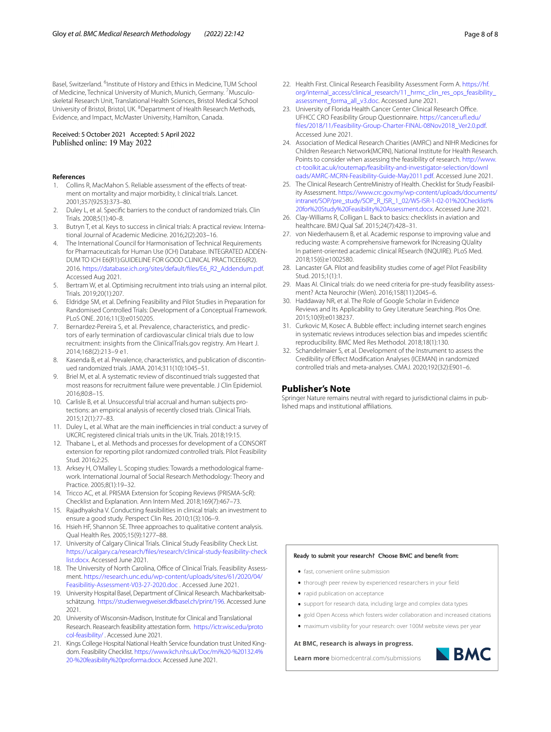Basel, Switzerland. [6]Institute of History and Ethics in Medicine, TUM School of Medicine, Technical University of Munich, Munich, Germany. [7]Musculoskeletal Research Unit, Translational Health Sciences, Bristol Medical School University of Bristol, Bristol, UK. [8]Department of Health Research Methods, Evidence, and Impact, McMaster University, Hamilton, Canada.

Received: 5 October 2021 Accepted: 5 April 2022
Published online: 19 May 2022

## References

1. Collins R, MacMahon S. Reliable assessment of the effects of treatment on mortality and major morbidity, I: clinical trials. Lancet. 2001;357(9253):373–80.
2. Duley L, et al. Specific barriers to the conduct of randomized trials. Clin Trials. 2008;5(1):40–8.
3. Butryn T, et al. Keys to success in clinical trials: A practical review. International Journal of Academic Medicine. 2016;2(2):203–16.
4. The International Council for Harmonisation of Technical Requirements for Pharmaceuticals for Human Use (ICH) Database. INTEGRATED ADDENDUM TO ICH E6(R1):GUIDELINE FOR GOOD CLINICAL PRACTICEE6(R2). 2016. https://database.ich.org/sites/default/files/E6_R2_Addendum.pdf. Accessed Aug 2021.
5. Bertram W, et al. Optimising recruitment into trials using an internal pilot. Trials. 2019;20(1):207.
6. Eldridge SM, et al. Defining Feasibility and Pilot Studies in Preparation for Randomised Controlled Trials: Development of a Conceptual Framework. PLoS ONE. 2016;11(3):e0150205.
7. Bernardez-Pereira S, et al. Prevalence, characteristics, and predictors of early termination of cardiovascular clinical trials due to low recruitment: insights from the ClinicalTrials.gov registry. Am Heart J. 2014;168(2):213–9 e1.
8. Kasenda B, et al. Prevalence, characteristics, and publication of discontinued randomized trials. JAMA. 2014;311(10):1045–51.
9. Briel M, et al. A systematic review of discontinued trials suggested that most reasons for recruitment failure were preventable. J Clin Epidemiol. 2016;80:8–15.
10. Carlisle B, et al. Unsuccessful trial accrual and human subjects protections: an empirical analysis of recently closed trials. Clinical Trials. 2015;12(1):77–83.
11. Duley L, et al. What are the main inefficiencies in trial conduct: a survey of UKCRC registered clinical trials units in the UK. Trials. 2018;19:15.
12. Thabane L, et al. Methods and processes for development of a CONSORT extension for reporting pilot randomized controlled trials. Pilot Feasibility Stud. 2016;2:25.
13. Arksey H, O'Malley L. Scoping studies: Towards a methodological framework. International Journal of Social Research Methodology: Theory and Practice. 2005;8(1):19–32.
14. Tricco AC, et al. PRISMA Extension for Scoping Reviews (PRISMA-ScR): Checklist and Explanation. Ann Intern Med. 2018;169(7):467–73.
15. Rajadhyaksha V. Conducting feasibilities in clinical trials: an investment to ensure a good study. Perspect Clin Res. 2010;1(3):106–9.
16. Hsieh HF, Shannon SE. Three approaches to qualitative content analysis. Qual Health Res. 2005;15(9):1277–88.
17. University of Calgary Clinical Trials. Clinical Study Feasibility Check List. https://ucalgary.ca/research/files/research/clinical-study-feasibility-checklist.docx. Accessed June 2021.
18. The University of North Carolina, Office of Clinical Trials. Feasibility Assessment. https://research.unc.edu/wp-content/uploads/sites/61/2020/04/Feasibilitiy-Assessment-V03-27-2020.doc . Accessed June 2021.
19. University Hospital Basel, Department of Clinical Research. Machbarkeitsabschätzung. https://studienwegweiser.dkfbasel.ch/print/196. Accessed June 2021.
20. University of Wisconsin-Madison, Institute for Clinical and Translational Research. Reasearch feasibility attestation form. https://ictr.wisc.edu/protocol-feasibility/ . Accessed June 2021.
21. Kings College Hospital National Health Service foundation trust United Kingdom. Feasibility Checklist. https://www.kch.nhs.uk/Doc/mi%20-%20132.4%20-%20feasibility%20proforma.docx. Accessed June 2021.
22. Health First. Clinical Research Feasibility Assessment Form A. https://hf.org/internal_access/clinical_research/11_hrmc_clin_res_ops_feasibility_assessment_forma_all_v3.doc. Accessed June 2021.
23. University of Florida Health Cancer Center Clinical Research Office. UFHCC CRO Feasibility Group Questionnaire. https://cancer.ufl.edu/files/2018/11/Feasibility-Group-Charter-FINAL-08Nov2018_Ver2.0.pdf. Accessed June 2021.
24. Association of Medical Research Charities (AMRC) and NIHR Medicines for Children Research Network(MCRN), National Institute for Health Research. Points to consider when assessing the feasibility of research. http://www.ct-toolkit.ac.uk/routemap/feasibility-and-investigator-selection/downloads/AMRC-MCRN-Feasibility-Guide-May2011.pdf. Accessed June 2021.
25. The Clinical Research CentreMinistry of Health. Checklist for Study Feasibility Assessment. https://www.crc.gov.my/wp-content/uploads/documents/intranet/SOP/pre_study/SOP_R_ISR_1_02/WS-ISR-1-02-01%20Checklist%20for%20Study%20Feasibility%20Assessment.docx. Accessed June 2021.
26. Clay-Williams R, Colligan L. Back to basics: checklists in aviation and healthcare. BMJ Qual Saf. 2015;24(7):428–31.
27. von Niederhausern B, et al. Academic response to improving value and reducing waste: A comprehensive framework for INcreasing QUality In patient-oriented academic clinical REsearch (INQUIRE). PLoS Med. 2018;15(6):e1002580.
28. Lancaster GA. Pilot and feasibility studies come of age! Pilot Feasibility Stud. 2015;1(1):1.
29. Maas AI. Clinical trials: do we need criteria for pre-study feasibility assessment? Acta Neurochir (Wien). 2016;158(11):2045–6.
30. Haddaway NR, et al. The Role of Google Scholar in Evidence Reviews and Its Applicability to Grey Literature Searching. Plos One. 2015;10(9):e0138237.
31. Curkovic M, Kosec A. Bubble effect: including internet search engines in systematic reviews introduces selection bias and impedes scientific reproducibility. BMC Med Res Methodol. 2018;18(1):130.
32. Schandelmaier S, et al. Development of the Instrument to assess the Credibility of Effect Modification Analyses (ICEMAN) in randomized controlled trials and meta-analyses. CMAJ. 2020;192(32):E901–6.

## Publisher's Note

Springer Nature remains neutral with regard to jurisdictional claims in published maps and institutional affiliations.

Ready to submit your research? Choose BMC and benefit from:

- fast, convenient online submission
- thorough peer review by experienced researchers in your field
- rapid publication on acceptance
- support for research data, including large and complex data types
- gold Open Access which fosters wider collaboration and increased citations
- maximum visibility for your research: over 100M website views per year

**At BMC, research is always in progress.**

**Learn more** biomedcentral.com/submissions

BMC